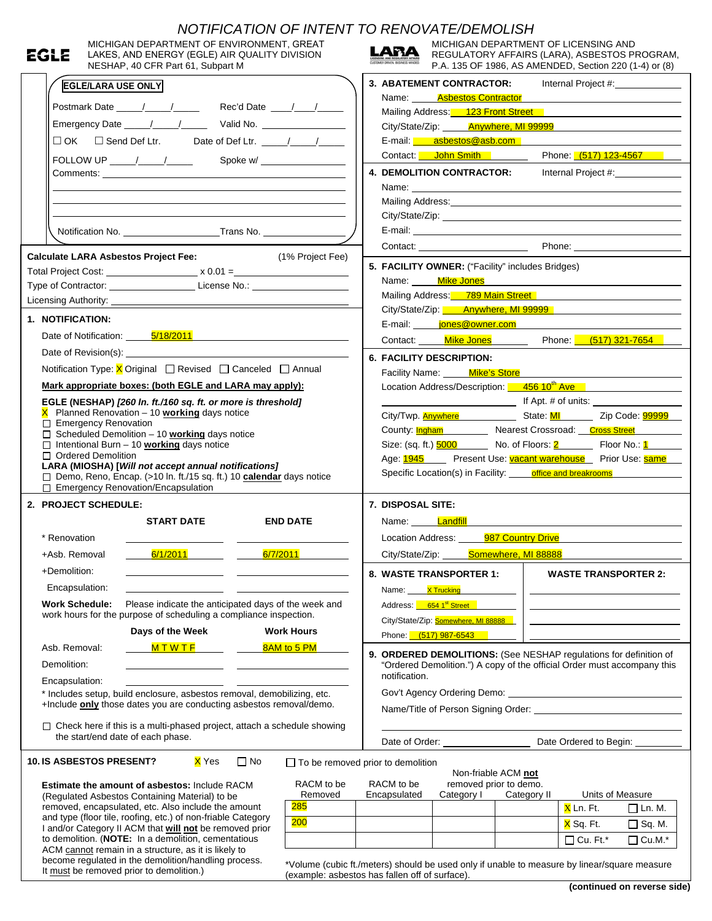# NOTIFICATION OF INTENT TO RENOVATE/DEMOLISH

EGLE — MICHIGAN DEPARTMENT OF ENVIRONMENT, GREAT LAKES, AND ENERGY (EGLE) AIR QUALITY DIVISION
NESHAP, 40 CFR Part 61, Subpart M

LARA — MICHIGAN DEPARTMENT OF LICENSING AND REGULATORY AFFAIRS (LARA), ASBESTOS PROGRAM,
P.A. 135 OF 1986, AS AMENDED, Section 220 (1-4) or (8)

**EGLE/LARA USE ONLY**

Postmark Date ____/____/____ Rec'd Date ____/____/____
Emergency Date ____/____/____ Valid No. ____________
☐ OK ☐ Send Def Ltr. Date of Def Ltr. ____/____/____
FOLLOW UP ____/____/____ Spoke w/ ____________
Comments: ____________

Notification No. ____________ Trans No. ____________

**Calculate LARA Asbestos Project Fee:** (1% Project Fee)
Total Project Cost: ____________ x 0.01 = ____________
Type of Contractor: ____________ License No.: ____________
Licensing Authority: ____________

## 1. NOTIFICATION:

Date of Notification: 5/18/2011
Date of Revision(s): ____________
Notification Type: ☒ Original ☐ Revised ☐ Canceled ☐ Annual

**Mark appropriate boxes: (both EGLE and LARA may apply):**

**EGLE (NESHAP)** ***[260 ln. ft./160 sq. ft. or more is threshold]***
- ☒ Planned Renovation – 10 **working** days notice
- ☐ Emergency Renovation
- ☐ Scheduled Demolition – 10 **working** days notice
- ☐ Intentional Burn – 10 **working** days notice
- ☐ Ordered Demolition

**LARA (MIOSHA)** ***[Will not accept annual notifications]***
- ☐ Demo, Reno, Encap. (>10 ln. ft./15 sq. ft.) 10 **calendar** days notice
- ☐ Emergency Renovation/Encapsulation

## 2. PROJECT SCHEDULE:

| | START DATE | END DATE |
|---|---|---|
| * Renovation | | |
| +Asb. Removal | 6/1/2011 | 6/7/2011 |
| +Demolition: | | |
| Encapsulation: | | |

**Work Schedule:** Please indicate the anticipated days of the week and work hours for the purpose of scheduling a compliance inspection.

| | Days of the Week | Work Hours |
|---|---|---|
| Asb. Removal: | M T W T F | 8AM to 5 PM |
| Demolition: | | |
| Encapsulation: | | |

\* Includes setup, build enclosure, asbestos removal, demobilizing, etc.
+Include **only** those dates you are conducting asbestos removal/demo.

☐ Check here if this is a multi-phased project, attach a schedule showing the start/end date of each phase.

## 3. ABATEMENT CONTRACTOR:

Internal Project #: ____________
Name: Asbestos Contractor
Mailing Address: 123 Front Street
City/State/Zip: Anywhere, MI 99999
E-mail: asbestos@asb.com
Contact: John Smith Phone: (517) 123-4567

## 4. DEMOLITION CONTRACTOR:

Internal Project #: ____________
Name: ____________
Mailing Address: ____________
City/State/Zip: ____________
E-mail: ____________
Contact: ____________ Phone: ____________

## 5. FACILITY OWNER: ("Facility" includes Bridges)

Name: Mike Jones
Mailing Address: 789 Main Street
City/State/Zip: Anywhere, MI 99999
E-mail: jones@owner.com
Contact: Mike Jones Phone: (517) 321-7654

## 6. FACILITY DESCRIPTION:

Facility Name: Mike's Store
Location Address/Description: 456 10th Ave
If Apt. # of units: ____________
City/Twp. Anywhere State: MI Zip Code: 99999
County: Ingham Nearest Crossroad: Cross Street
Size: (sq. ft.) 5000 No. of Floors: 2 Floor No.: 1
Age: 1945 Present Use: vacant warehouse Prior Use: same
Specific Location(s) in Facility: office and breakrooms

## 7. DISPOSAL SITE:

Name: Landfill
Location Address: 987 Country Drive
City/State/Zip: Somewhere, MI 88888

## 8. WASTE TRANSPORTER 1: / WASTE TRANSPORTER 2:

| | WASTE TRANSPORTER 1 | WASTE TRANSPORTER 2 |
|---|---|---|
| Name: | X Trucking | |
| Address: | 654 1st Street | |
| City/State/Zip: | Somewhere, MI 88888 | |
| Phone: | (517) 987-6543 | |

## 9. ORDERED DEMOLITIONS:

(See NESHAP regulations for definition of "Ordered Demolition.") A copy of the official Order must accompany this notification.

Gov't Agency Ordering Demo: ____________
Name/Title of Person Signing Order: ____________
Date of Order: ____________ Date Ordered to Begin: ____________

## 10. IS ASBESTOS PRESENT?

☒ Yes ☐ No ☐ To be removed prior to demolition

**Estimate the amount of asbestos:** Include RACM (Regulated Asbestos Containing Material) to be removed, encapsulated, etc. Also include the amount and type (floor tile, roofing, etc.) of non-friable Category I and/or Category II ACM that **will not** be removed prior to demolition. (**NOTE:** In a demolition, cementatious ACM cannot remain in a structure, as it is likely to become regulated in the demolition/handling process. It must be removed prior to demolition.)

| RACM to be Removed | RACM to be Encapsulated | Non-friable ACM **not** removed prior to demo. Category I | Category II | Units of Measure | |
|---|---|---|---|---|---|
| 285 | | | | ☒ Ln. Ft. | ☐ Ln. M. |
| 200 | | | | ☒ Sq. Ft. | ☐ Sq. M. |
| | | | | ☐ Cu. Ft.* | ☐ Cu.M.* |

\*Volume (cubic ft./meters) should be used only if unable to measure by linear/square measure (example: asbestos has fallen off of surface).

**(continued on reverse side)**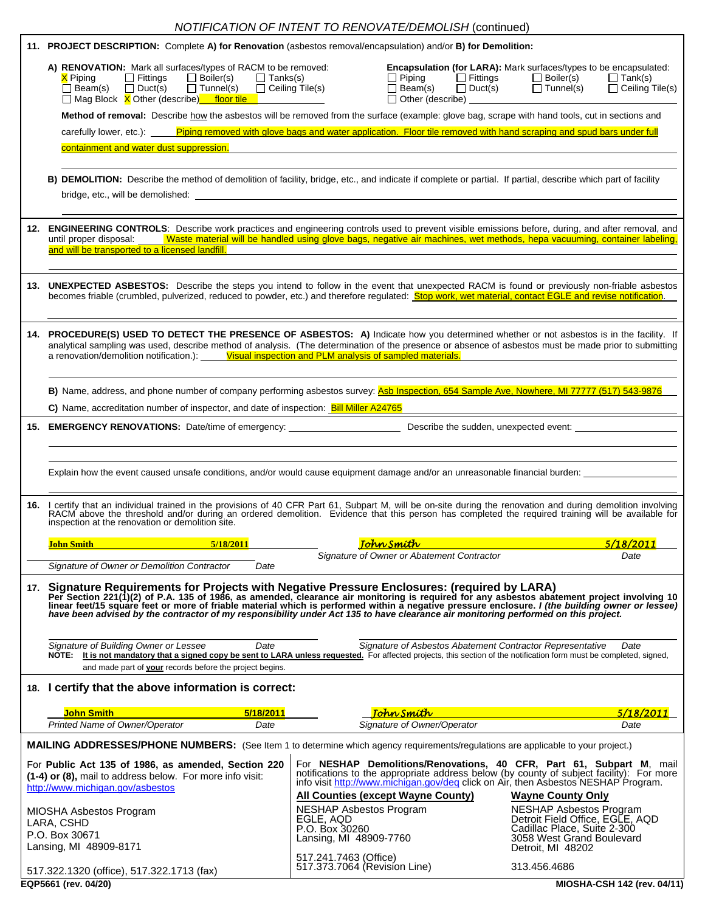*NOTIFICATION OF INTENT TO RENOVATE/DEMOLISH* (continued)

**11. PROJECT DESCRIPTION:** Complete **A) for Renovation** (asbestos removal/encapsulation) and/or **B) for Demolition:**

**A) RENOVATION:** Mark all surfaces/types of RACM to be removed:

X Piping ☐ Fittings ☐ Boiler(s) ☐ Tanks(s)
☐ Beam(s) ☐ Duct(s) ☐ Tunnel(s) ☐ Ceiling Tile(s)
☐ Mag Block X Other (describe) floor tile

**Encapsulation (for LARA):** Mark surfaces/types to be encapsulated:

☐ Piping ☐ Fittings ☐ Boiler(s) ☐ Tank(s)
☐ Beam(s) ☐ Duct(s) ☐ Tunnel(s) ☐ Ceiling Tile(s)
☐ Other (describe)

**Method of removal:** Describe how the asbestos will be removed from the surface (example: glove bag, scrape with hand tools, cut in sections and carefully lower, etc.): Piping removed with glove bags and water application. Floor tile removed with hand scraping and spud bars under full containment and water dust suppression.

**B) DEMOLITION:** Describe the method of demolition of facility, bridge, etc., and indicate if complete or partial. If partial, describe which part of facility bridge, etc., will be demolished:

**12. ENGINEERING CONTROLS**: Describe work practices and engineering controls used to prevent visible emissions before, during, and after removal, and until proper disposal: Waste material will be handled using glove bags, negative air machines, wet methods, hepa vacuuming, container labeling, and will be transported to a licensed landfill.

**13. UNEXPECTED ASBESTOS:** Describe the steps you intend to follow in the event that unexpected RACM is found or previously non-friable asbestos becomes friable (crumbled, pulverized, reduced to powder, etc.) and therefore regulated: Stop work, wet material, contact EGLE and revise notification.

**14. PROCEDURE(S) USED TO DETECT THE PRESENCE OF ASBESTOS: A)** Indicate how you determined whether or not asbestos is in the facility. If analytical sampling was used, describe method of analysis. (The determination of the presence or absence of asbestos must be made prior to submitting a renovation/demolition notification.): Visual inspection and PLM analysis of sampled materials.

**B)** Name, address, and phone number of company performing asbestos survey: Asb Inspection, 654 Sample Ave, Nowhere, MI 77777 (517) 543-9876

**C)** Name, accreditation number of inspector, and date of inspection: Bill Miller A24765

**15. EMERGENCY RENOVATIONS:** Date/time of emergency: ____________ Describe the sudden, unexpected event: ____________

Explain how the event caused unsafe conditions, and/or would cause equipment damage and/or an unreasonable financial burden: ____________

**16.** I certify that an individual trained in the provisions of 40 CFR Part 61, Subpart M, will be on-site during the renovation and during demolition involving RACM above the threshold and/or during an ordered demolition. Evidence that this person has completed the required training will be available for inspection at the renovation or demolition site.

**John Smith** — 5/18/2011
*Signature of Owner or Demolition Contractor* — *Date*

*John Smith* — *5/18/2011*
*Signature of Owner or Abatement Contractor* — *Date*

**17. Signature Requirements for Projects with Negative Pressure Enclosures: (required by LARA)**
**Per Section 221(1)(2) of P.A. 135 of 1986, as amended, clearance air monitoring is required for any asbestos abatement project involving 10 linear feet/15 square feet or more of friable material which is performed within a negative pressure enclosure. *I (the building owner or lessee) have been advised by the contractor of my responsibility under Act 135 to have clearance air monitoring performed on this project.***

*Signature of Building Owner or Lessee* — *Date*

*Signature of Asbestos Abatement Contractor Representative* — *Date*

**NOTE: It is not mandatory that a signed copy be sent to LARA unless requested.** For affected projects, this section of the notification form must be completed, signed, and made part of **your** records before the project begins.

**18. I certify that the above information is correct:**

**John Smith** — **5/18/2011**
*Printed Name of Owner/Operator* — *Date*

*John Smith* — *5/18/2011*
*Signature of Owner/Operator* — *Date*

**MAILING ADDRESSES/PHONE NUMBERS:** (See Item 1 to determine which agency requirements/regulations are applicable to your project.)

For **Public Act 135 of 1986, as amended, Section 220 (1-4) or (8),** mail to address below. For more info visit: http://www.michigan.gov/asbestos

MIOSHA Asbestos Program
LARA, CSHD
P.O. Box 30671
Lansing, MI 48909-8171

517.322.1320 (office), 517.322.1713 (fax)

For **NESHAP Demolitions/Renovations, 40 CFR, Part 61, Subpart M**, mail notifications to the appropriate address below (by county of subject facility): For more info visit http://www.michigan.gov/deq click on Air, then Asbestos NESHAP Program.

**All Counties (except Wayne County)**

NESHAP Asbestos Program
EGLE, AQD
P.O. Box 30260
Lansing, MI 48909-7760

517.241.7463 (Office)
517.373.7064 (Revision Line)

**Wayne County Only**

NESHAP Asbestos Program
Detroit Field Office, EGLE, AQD
Cadillac Place, Suite 2-300
3058 West Grand Boulevard
Detroit, MI 48202

313.456.4686

**EQP5661 (rev. 04/20)** **MIOSHA-CSH 142 (rev. 04/11)**